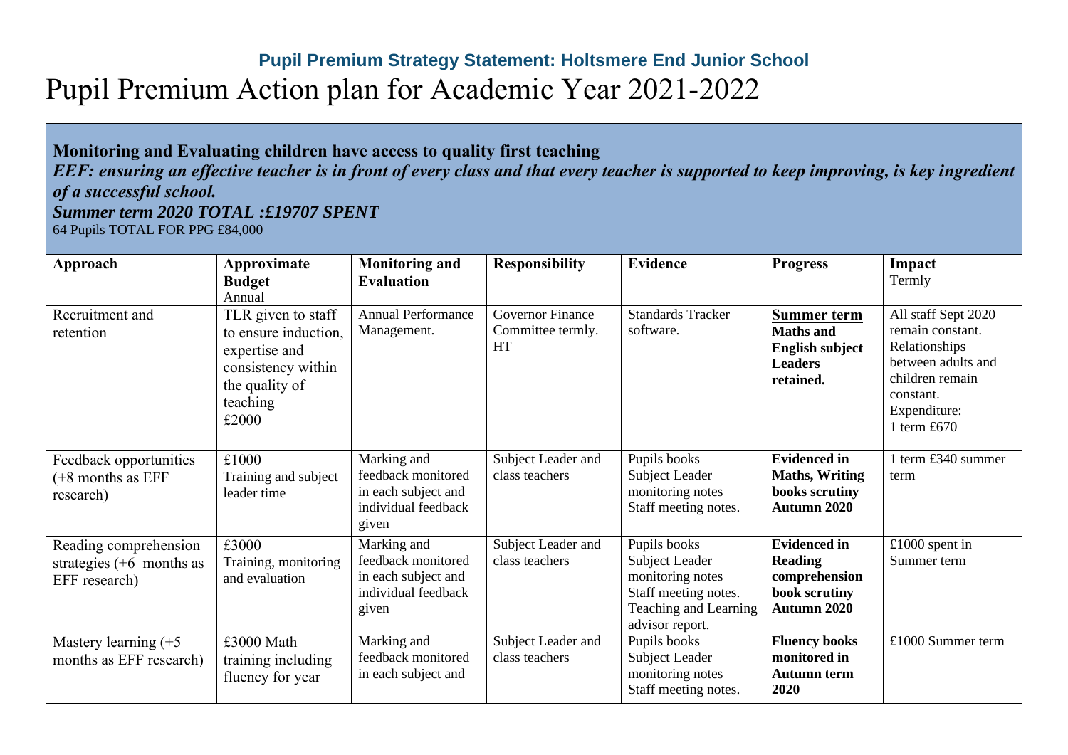## Pupil Premium Strategy Statement: Holtsmere End Junior School

# Pupil Premium Action plan for Academic Year 2021-2022

**Monitoring and Evaluating children have access to quality first teaching**

***EEF: ensuring an effective teacher is in front of every class and that every teacher is supported to keep improving, is key ingredient of a successful school.***

***Summer term 2020 TOTAL :£19707 SPENT***

64 Pupils TOTAL FOR PPG £84,000

| **Approach** | **Approximate Budget** Annual | **Monitoring and Evaluation** | **Responsibility** | **Evidence** | **Progress** | **Impact** Termly |
|---|---|---|---|---|---|---|
| Recruitment and retention | TLR given to staff to ensure induction, expertise and consistency within the quality of teaching £2000 | Annual Performance Management. | Governor Finance Committee termly. HT | Standards Tracker software. | **Summer term** **Maths and English subject Leaders retained.** | All staff Sept 2020 remain constant. Relationships between adults and children remain constant. Expenditure: 1 term £670 |
| Feedback opportunities (+8 months as EFF research) | £1000 Training and subject leader time | Marking and feedback monitored in each subject and individual feedback given | Subject Leader and class teachers | Pupils books Subject Leader monitoring notes Staff meeting notes. | **Evidenced in Maths, Writing books scrutiny Autumn 2020** | 1 term £340 summer term |
| Reading comprehension strategies (+6 months as EFF research) | £3000 Training, monitoring and evaluation | Marking and feedback monitored in each subject and individual feedback given | Subject Leader and class teachers | Pupils books Subject Leader monitoring notes Staff meeting notes. Teaching and Learning advisor report. | **Evidenced in Reading comprehension book scrutiny Autumn 2020** | £1000 spent in Summer term |
| Mastery learning (+5 months as EFF research) | £3000 Math training including fluency for year | Marking and feedback monitored in each subject and | Subject Leader and class teachers | Pupils books Subject Leader monitoring notes Staff meeting notes. | **Fluency books monitored in Autumn term 2020** | £1000 Summer term |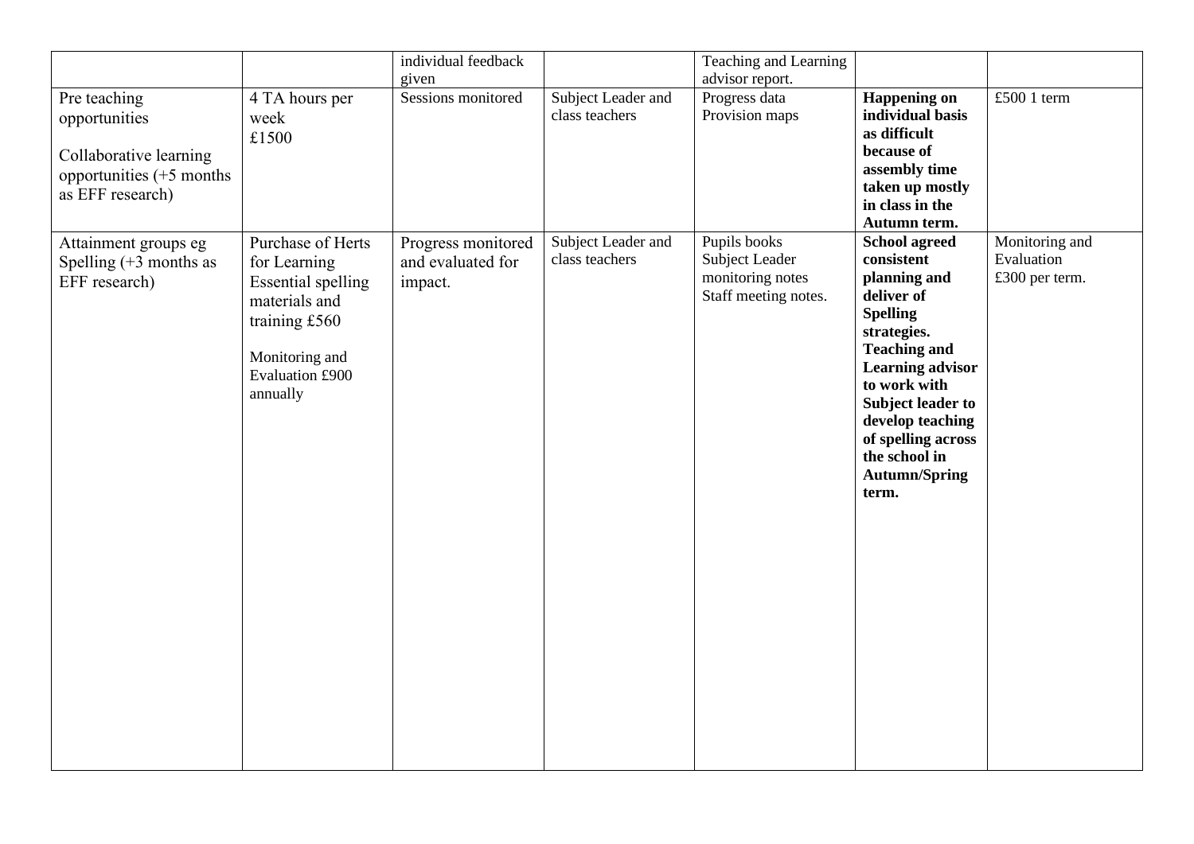| | | | | | | |
|---|---|---|---|---|---|---|
| | | individual feedback given | | Teaching and Learning advisor report. | | |
| Pre teaching opportunities<br><br>Collaborative learning opportunities (+5 months as EFF research) | 4 TA hours per week<br>£1500 | Sessions monitored | Subject Leader and class teachers | Progress data<br>Provision maps | **Happening on individual basis as difficult because of assembly time taken up mostly in class in the Autumn term.** | £500 1 term |
| Attainment groups eg Spelling (+3 months as EFF research) | Purchase of Herts for Learning Essential spelling materials and training £560<br><br>Monitoring and Evaluation £900 annually | Progress monitored and evaluated for impact. | Subject Leader and class teachers | Pupils books<br>Subject Leader monitoring notes<br>Staff meeting notes. | **School agreed consistent planning and deliver of Spelling strategies. Teaching and Learning advisor to work with Subject leader to develop teaching of spelling across the school in Autumn/Spring term.** | Monitoring and Evaluation<br>£300 per term. |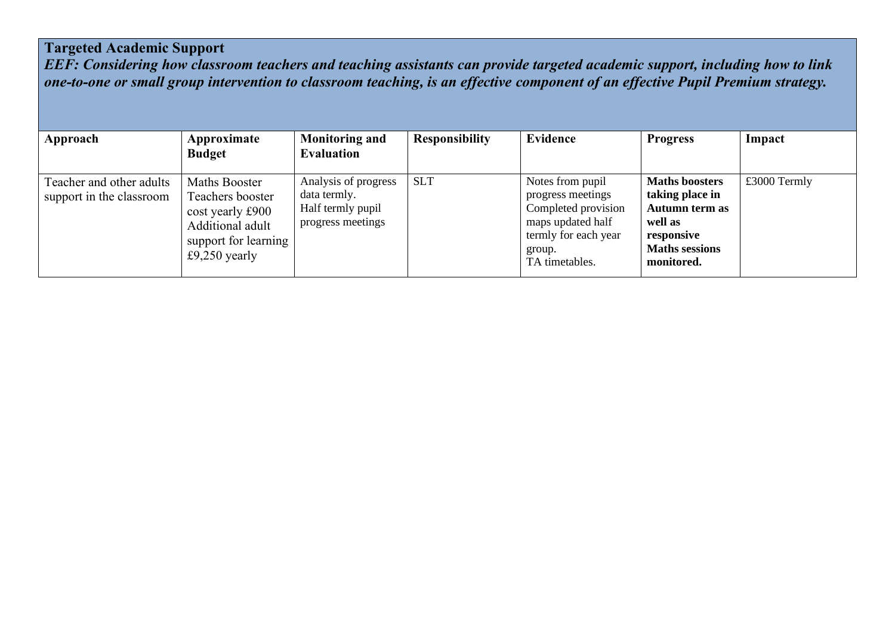## Targeted Academic Support

***EEF: Considering how classroom teachers and teaching assistants can provide targeted academic support, including how to link one-to-one or small group intervention to classroom teaching, is an effective component of an effective Pupil Premium strategy.***

| Approach | Approximate Budget | Monitoring and Evaluation | Responsibility | Evidence | Progress | Impact |
|---|---|---|---|---|---|---|
| Teacher and other adults support in the classroom | Maths Booster Teachers booster cost yearly £900<br>Additional adult support for learning £9,250 yearly | Analysis of progress data termly.<br>Half termly pupil progress meetings | SLT | Notes from pupil progress meetings<br>Completed provision maps updated half termly for each year group.<br>TA timetables. | **Maths boosters taking place in Autumn term as well as responsive Maths sessions monitored.** | £3000 Termly |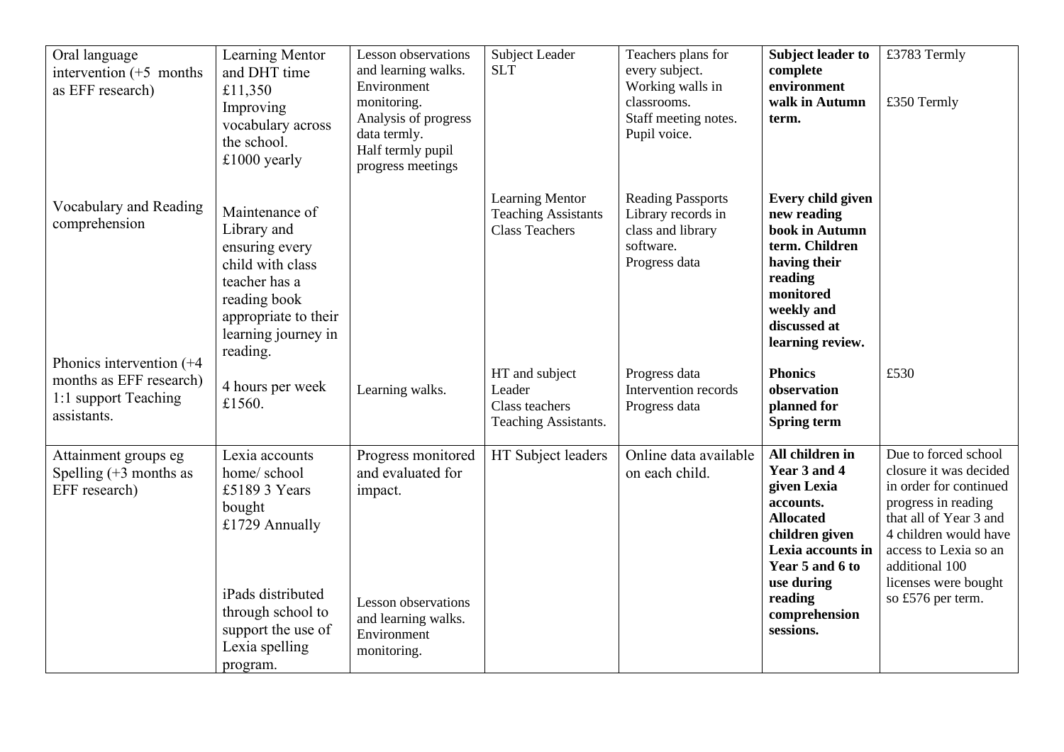| | | | | | | |
|---|---|---|---|---|---|---|
| Oral language intervention (+5 months as EFF research) | Learning Mentor and DHT time £11,350 Improving vocabulary across the school. £1000 yearly | Lesson observations and learning walks. Environment monitoring. Analysis of progress data termly. Half termly pupil progress meetings | Subject Leader SLT | Teachers plans for every subject. Working walls in classrooms. Staff meeting notes. Pupil voice. | **Subject leader to complete environment walk in Autumn term.** | £3783 Termly<br><br>£350 Termly |
| Vocabulary and Reading comprehension | Maintenance of Library and ensuring every child with class teacher has a reading book appropriate to their learning journey in reading. | | Learning Mentor Teaching Assistants Class Teachers | Reading Passports Library records in class and library software. Progress data | **Every child given new reading book in Autumn term. Children having their reading monitored weekly and discussed at learning review.** | |
| Phonics intervention (+4 months as EFF research) 1:1 support Teaching assistants. | 4 hours per week £1560. | Learning walks. | HT and subject Leader Class teachers Teaching Assistants. | Progress data Intervention records Progress data | **Phonics observation planned for Spring term** | £530 |
| Attainment groups eg Spelling (+3 months as EFF research) | Lexia accounts home/ school £5189 3 Years bought £1729 Annually<br><br>iPads distributed through school to support the use of Lexia spelling program. | Progress monitored and evaluated for impact.<br><br>Lesson observations and learning walks. Environment monitoring. | HT Subject leaders | Online data available on each child. | **All children in Year 3 and 4 given Lexia accounts. Allocated children given Lexia accounts in Year 5 and 6 to use during reading comprehension sessions.** | Due to forced school closure it was decided in order for continued progress in reading that all of Year 3 and 4 children would have access to Lexia so an additional 100 licenses were bought so £576 per term. |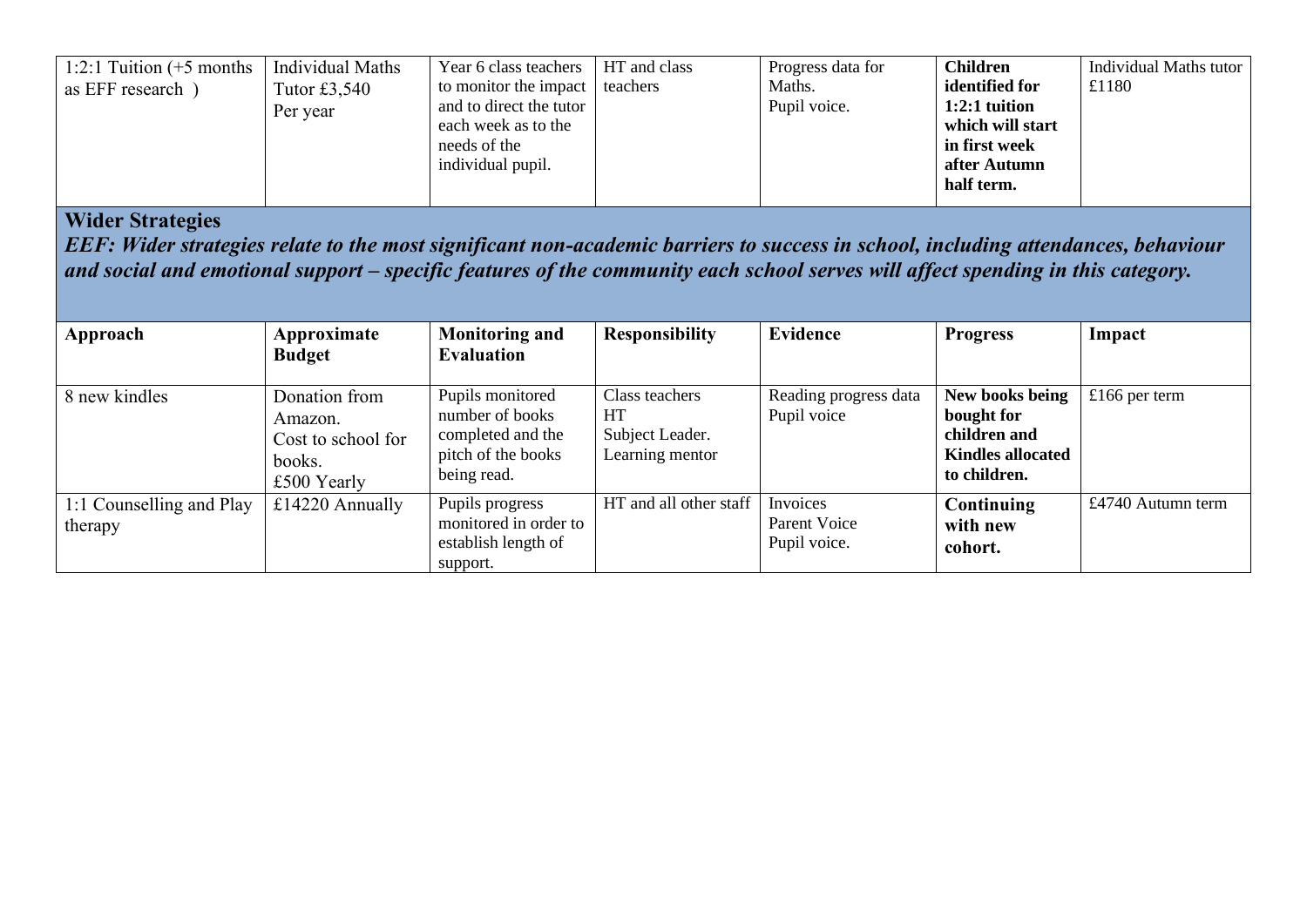| | | | | | | |
|---|---|---|---|---|---|---|
| 1:2:1 Tuition (+5 months as EFF research ) | Individual Maths Tutor £3,540 Per year | Year 6 class teachers to monitor the impact and to direct the tutor each week as to the needs of the individual pupil. | HT and class teachers | Progress data for Maths. Pupil voice. | **Children identified for 1:2:1 tuition which will start in first week after Autumn half term.** | Individual Maths tutor £1180 |

## Wider Strategies

***EEF: Wider strategies relate to the most significant non-academic barriers to success in school, including attendances, behaviour and social and emotional support – specific features of the community each school serves will affect spending in this category.***

| Approach | Approximate Budget | Monitoring and Evaluation | Responsibility | Evidence | Progress | Impact |
|---|---|---|---|---|---|---|
| 8 new kindles | Donation from Amazon. Cost to school for books. £500 Yearly | Pupils monitored number of books completed and the pitch of the books being read. | Class teachers HT Subject Leader. Learning mentor | Reading progress data Pupil voice | **New books being bought for children and Kindles allocated to children.** | £166 per term |
| 1:1 Counselling and Play therapy | £14220 Annually | Pupils progress monitored in order to establish length of support. | HT and all other staff | Invoices Parent Voice Pupil voice. | **Continuing with new cohort.** | £4740 Autumn term |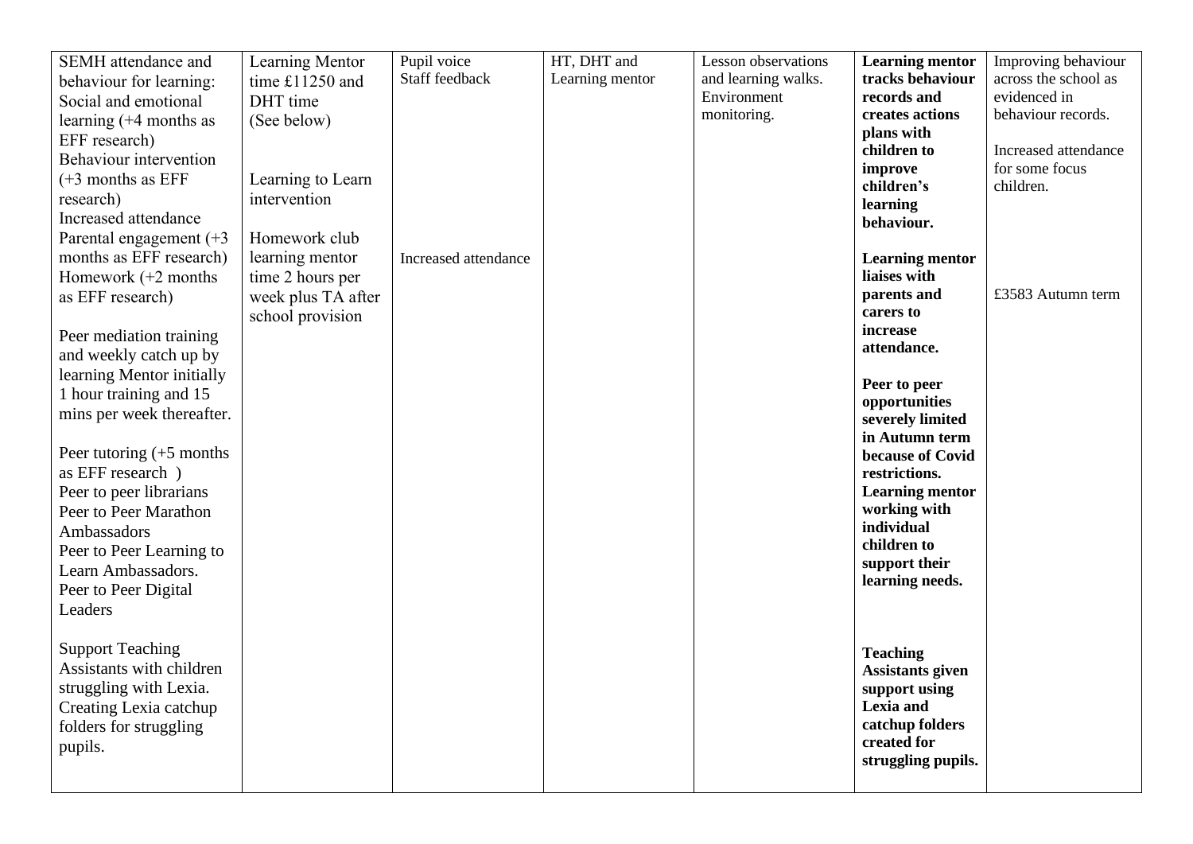| SEMH attendance and behaviour for learning:<br>Social and emotional learning (+4 months as EFF research)<br>Behaviour intervention (+3 months as EFF research)<br>Increased attendance<br>Parental engagement (+3 months as EFF research)<br>Homework (+2 months as EFF research)<br><br>Peer mediation training and weekly catch up by learning Mentor initially 1 hour training and 15 mins per week thereafter.<br><br>Peer tutoring (+5 months as EFF research )<br>Peer to peer librarians<br>Peer to Peer Marathon Ambassadors<br>Peer to Peer Learning to Learn Ambassadors.<br>Peer to Peer Digital Leaders<br><br>Support Teaching Assistants with children struggling with Lexia.<br>Creating Lexia catchup folders for struggling pupils. | Learning Mentor time £11250 and DHT time<br>(See below)<br><br>Learning to Learn intervention<br><br>Homework club learning mentor time 2 hours per week plus TA after school provision | Pupil voice<br>Staff feedback<br><br>Increased attendance | HT, DHT and Learning mentor | Lesson observations and learning walks.<br>Environment monitoring. | **Learning mentor tracks behaviour records and creates actions plans with children to improve children's learning behaviour.**<br><br>**Learning mentor liaises with parents and carers to increase attendance.**<br><br>**Peer to peer opportunities severely limited in Autumn term because of Covid restrictions.**<br>**Learning mentor working with individual children to support their learning needs.**<br><br>**Teaching Assistants given support using Lexia and catchup folders created for struggling pupils.** | Improving behaviour across the school as evidenced in behaviour records.<br><br>Increased attendance for some focus children.<br><br>£3583 Autumn term |
|---|---|---|---|---|---|---|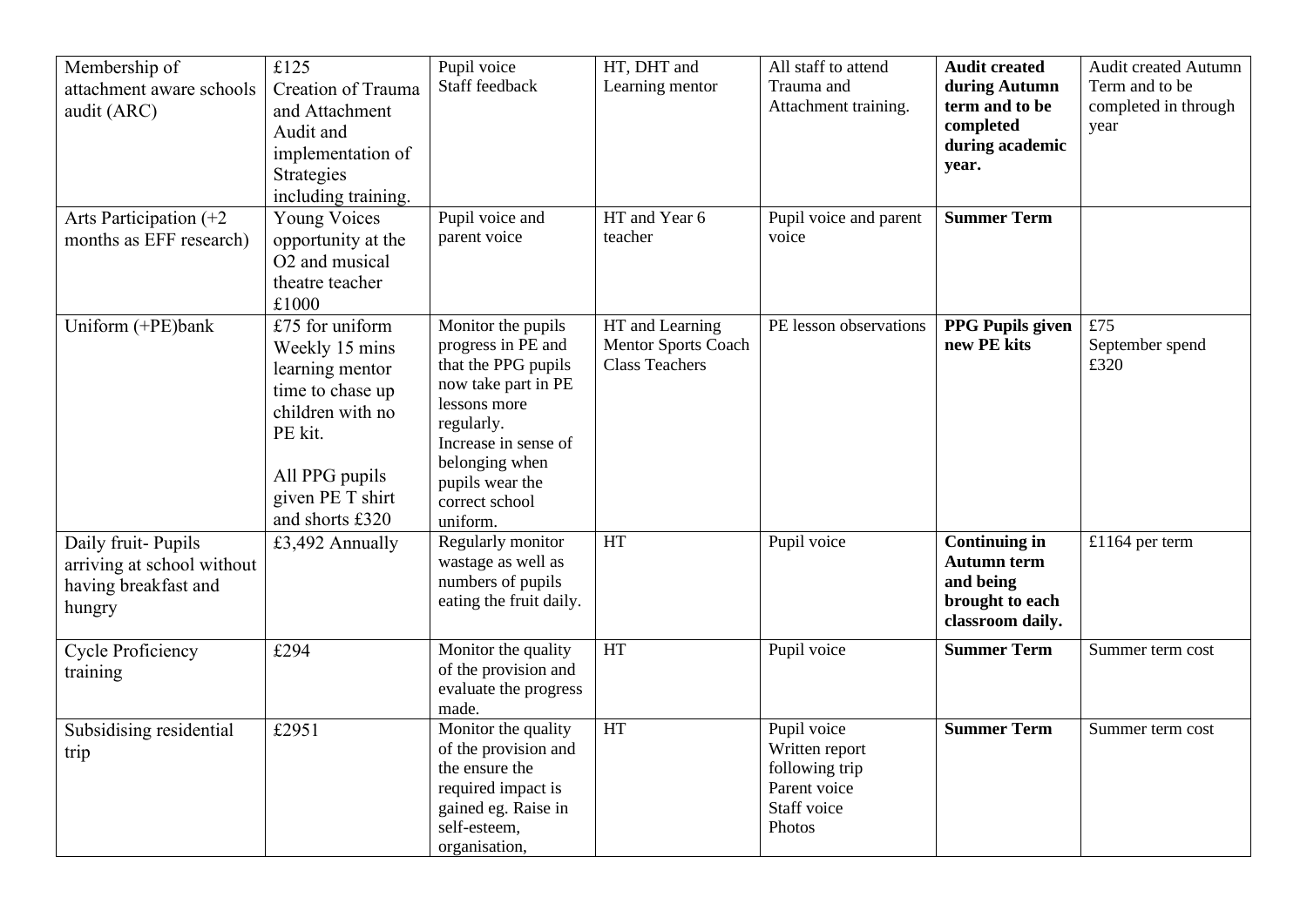| Membership of attachment aware schools audit (ARC) | £125 Creation of Trauma and Attachment Audit and implementation of Strategies including training. | Pupil voice Staff feedback | HT, DHT and Learning mentor | All staff to attend Trauma and Attachment training. | **Audit created during Autumn term and to be completed during academic year.** | Audit created Autumn Term and to be completed in through year |
|---|---|---|---|---|---|---|
| Arts Participation (+2 months as EFF research) | Young Voices opportunity at the O2 and musical theatre teacher £1000 | Pupil voice and parent voice | HT and Year 6 teacher | Pupil voice and parent voice | **Summer Term** | |
| Uniform (+PE)bank | £75 for uniform Weekly 15 mins learning mentor time to chase up children with no PE kit.<br><br>All PPG pupils given PE T shirt and shorts £320 | Monitor the pupils progress in PE and that the PPG pupils now take part in PE lessons more regularly. Increase in sense of belonging when pupils wear the correct school uniform. | HT and Learning Mentor Sports Coach Class Teachers | PE lesson observations | **PPG Pupils given new PE kits** | £75 September spend £320 |
| Daily fruit- Pupils arriving at school without having breakfast and hungry | £3,492 Annually | Regularly monitor wastage as well as numbers of pupils eating the fruit daily. | HT | Pupil voice | **Continuing in Autumn term and being brought to each classroom daily.** | £1164 per term |
| Cycle Proficiency training | £294 | Monitor the quality of the provision and evaluate the progress made. | HT | Pupil voice | **Summer Term** | Summer term cost |
| Subsidising residential trip | £2951 | Monitor the quality of the provision and the ensure the required impact is gained eg. Raise in self-esteem, organisation, | HT | Pupil voice Written report following trip Parent voice Staff voice Photos | **Summer Term** | Summer term cost |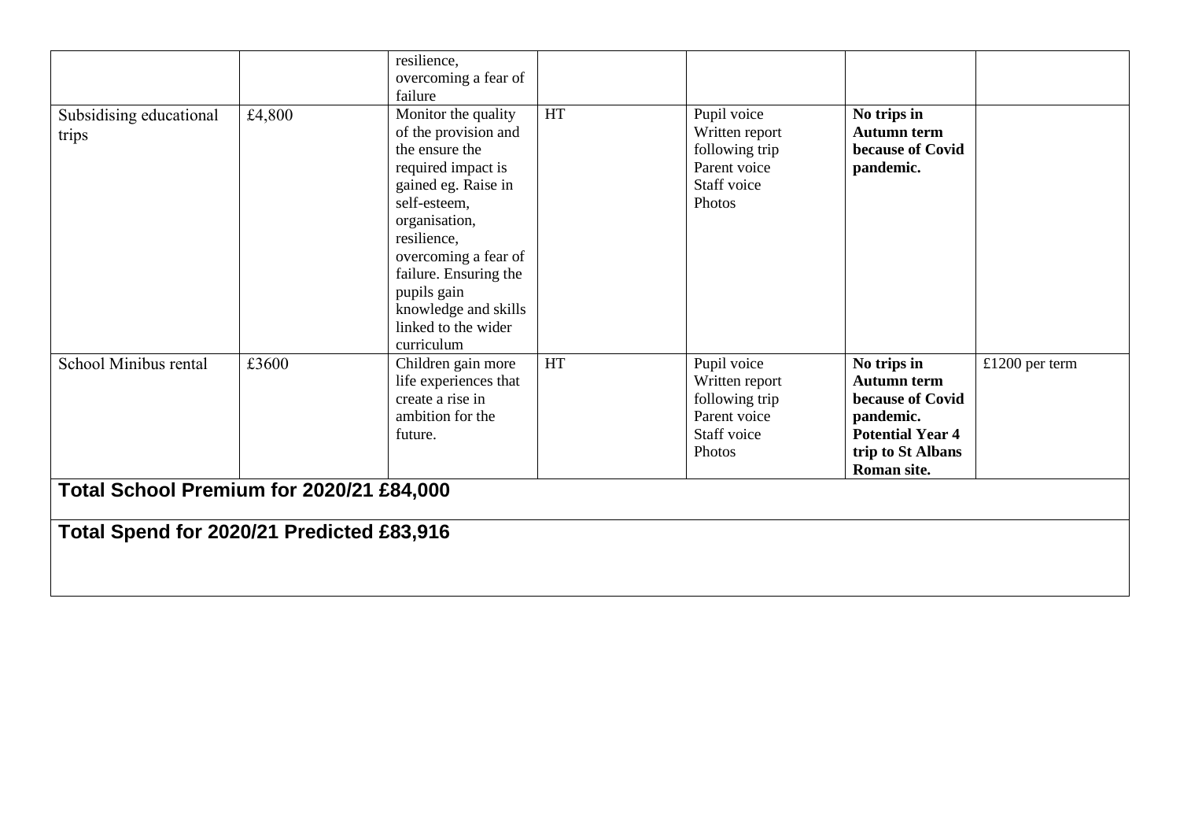| | | | | | | |
|---|---|---|---|---|---|---|
| | | resilience, overcoming a fear of failure | | | | |
| Subsidising educational trips | £4,800 | Monitor the quality of the provision and the ensure the required impact is gained eg. Raise in self-esteem, organisation, resilience, overcoming a fear of failure. Ensuring the pupils gain knowledge and skills linked to the wider curriculum | HT | Pupil voice<br>Written report following trip<br>Parent voice<br>Staff voice<br>Photos | **No trips in Autumn term because of Covid pandemic.** | |
| School Minibus rental | £3600 | Children gain more life experiences that create a rise in ambition for the future. | HT | Pupil voice<br>Written report following trip<br>Parent voice<br>Staff voice<br>Photos | **No trips in Autumn term because of Covid pandemic. Potential Year 4 trip to St Albans Roman site.** | £1200 per term |

**Total School Premium for 2020/21 £84,000**

**Total Spend for 2020/21 Predicted £83,916**